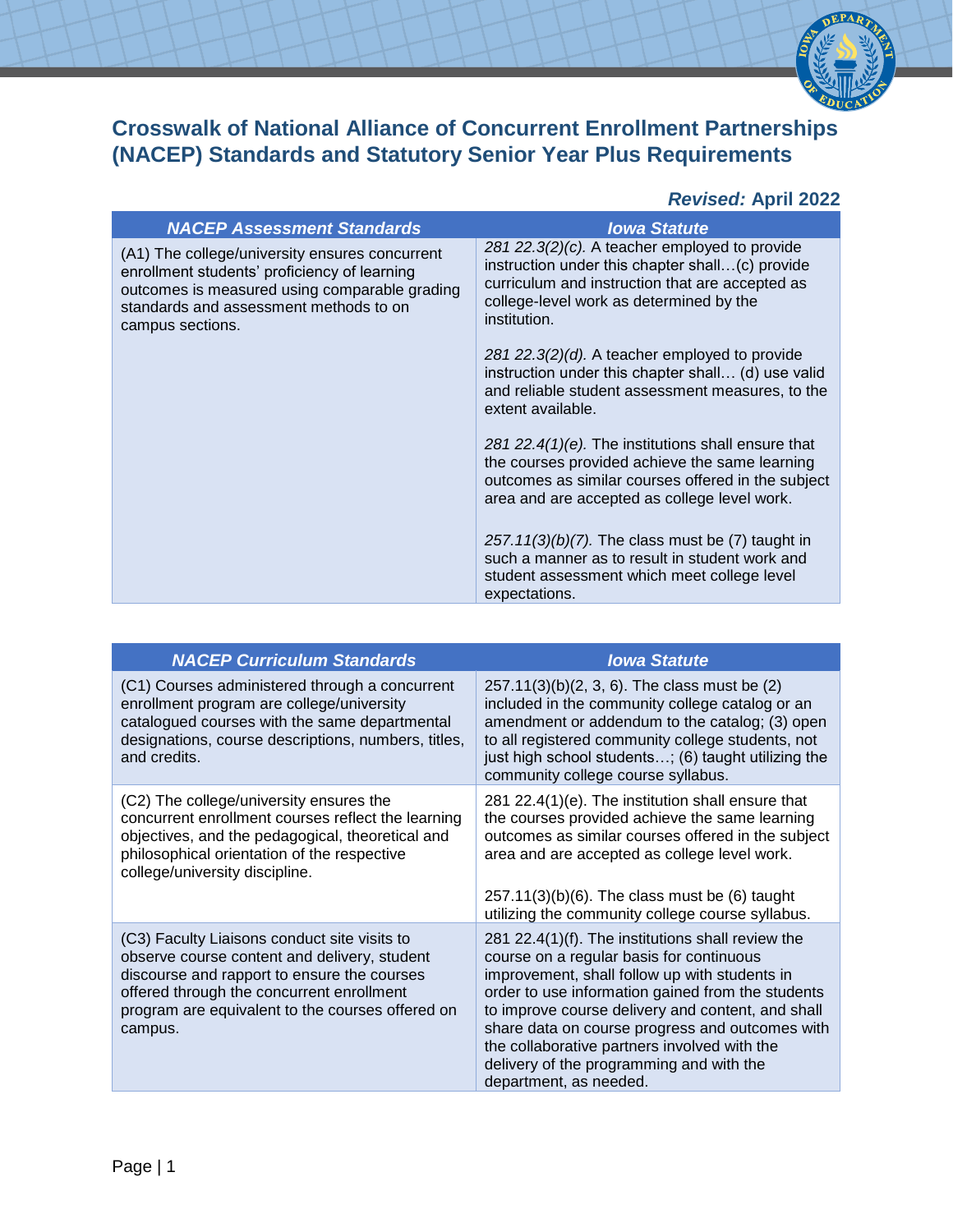# Crosswalk of National Alliance of Concurrent Enrollment Partnerships (NACEP) Standards and Statutory Senior Year Plus Requirements

***Revised:* April 2022**

| *NACEP Assessment Standards* | *Iowa Statute* |
|---|---|
| (A1) The college/university ensures concurrent enrollment students' proficiency of learning outcomes is measured using comparable grading standards and assessment methods to on campus sections. | *281 22.3(2)(c).* A teacher employed to provide instruction under this chapter shall…(c) provide curriculum and instruction that are accepted as college-level work as determined by the institution.<br><br>*281 22.3(2)(d).* A teacher employed to provide instruction under this chapter shall… (d) use valid and reliable student assessment measures, to the extent available.<br><br>*281 22.4(1)(e).* The institutions shall ensure that the courses provided achieve the same learning outcomes as similar courses offered in the subject area and are accepted as college level work.<br><br>*257.11(3)(b)(7).* The class must be (7) taught in such a manner as to result in student work and student assessment which meet college level expectations. |

| *NACEP Curriculum Standards* | *Iowa Statute* |
|---|---|
| (C1) Courses administered through a concurrent enrollment program are college/university catalogued courses with the same departmental designations, course descriptions, numbers, titles, and credits. | 257.11(3)(b)(2, 3, 6). The class must be (2) included in the community college catalog or an amendment or addendum to the catalog; (3) open to all registered community college students, not just high school students…; (6) taught utilizing the community college course syllabus. |
| (C2) The college/university ensures the concurrent enrollment courses reflect the learning objectives, and the pedagogical, theoretical and philosophical orientation of the respective college/university discipline. | 281 22.4(1)(e). The institution shall ensure that the courses provided achieve the same learning outcomes as similar courses offered in the subject area and are accepted as college level work.<br><br>257.11(3)(b)(6). The class must be (6) taught utilizing the community college course syllabus. |
| (C3) Faculty Liaisons conduct site visits to observe course content and delivery, student discourse and rapport to ensure the courses offered through the concurrent enrollment program are equivalent to the courses offered on campus. | 281 22.4(1)(f). The institutions shall review the course on a regular basis for continuous improvement, shall follow up with students in order to use information gained from the students to improve course delivery and content, and shall share data on course progress and outcomes with the collaborative partners involved with the delivery of the programming and with the department, as needed. |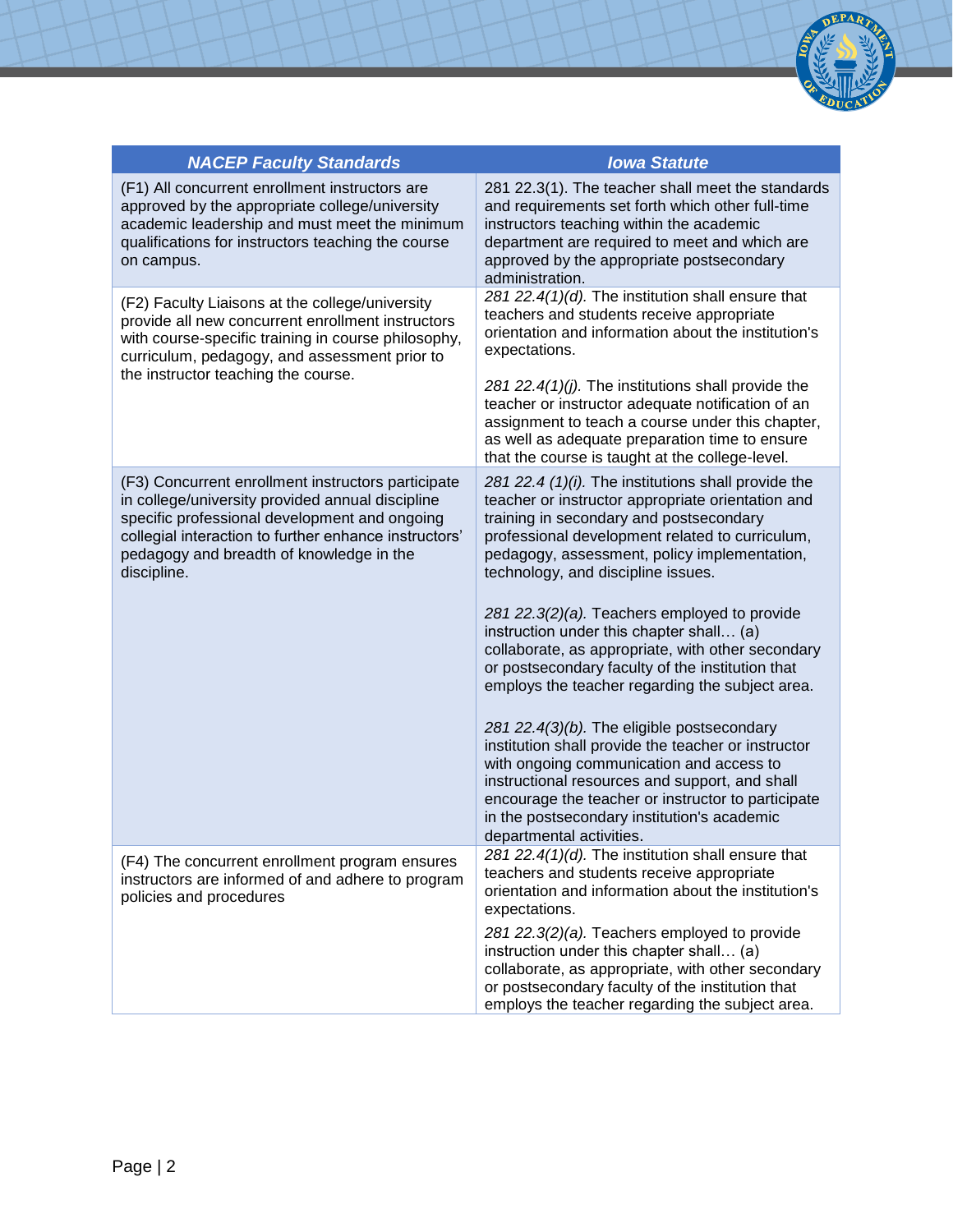| *NACEP Faculty Standards* | *Iowa Statute* |
|---|---|
| (F1) All concurrent enrollment instructors are approved by the appropriate college/university academic leadership and must meet the minimum qualifications for instructors teaching the course on campus. | 281 22.3(1). The teacher shall meet the standards and requirements set forth which other full-time instructors teaching within the academic department are required to meet and which are approved by the appropriate postsecondary administration. |
| (F2) Faculty Liaisons at the college/university provide all new concurrent enrollment instructors with course-specific training in course philosophy, curriculum, pedagogy, and assessment prior to the instructor teaching the course. | *281 22.4(1)(d).* The institution shall ensure that teachers and students receive appropriate orientation and information about the institution's expectations.<br><br>*281 22.4(1)(j).* The institutions shall provide the teacher or instructor adequate notification of an assignment to teach a course under this chapter, as well as adequate preparation time to ensure that the course is taught at the college-level. |
| (F3) Concurrent enrollment instructors participate in college/university provided annual discipline specific professional development and ongoing collegial interaction to further enhance instructors' pedagogy and breadth of knowledge in the discipline. | *281 22.4 (1)(i).* The institutions shall provide the teacher or instructor appropriate orientation and training in secondary and postsecondary professional development related to curriculum, pedagogy, assessment, policy implementation, technology, and discipline issues.<br><br>*281 22.3(2)(a).* Teachers employed to provide instruction under this chapter shall… (a) collaborate, as appropriate, with other secondary or postsecondary faculty of the institution that employs the teacher regarding the subject area.<br><br>*281 22.4(3)(b).* The eligible postsecondary institution shall provide the teacher or instructor with ongoing communication and access to instructional resources and support, and shall encourage the teacher or instructor to participate in the postsecondary institution's academic departmental activities. |
| (F4) The concurrent enrollment program ensures instructors are informed of and adhere to program policies and procedures | *281 22.4(1)(d).* The institution shall ensure that teachers and students receive appropriate orientation and information about the institution's expectations.<br><br>*281 22.3(2)(a).* Teachers employed to provide instruction under this chapter shall… (a) collaborate, as appropriate, with other secondary or postsecondary faculty of the institution that employs the teacher regarding the subject area. |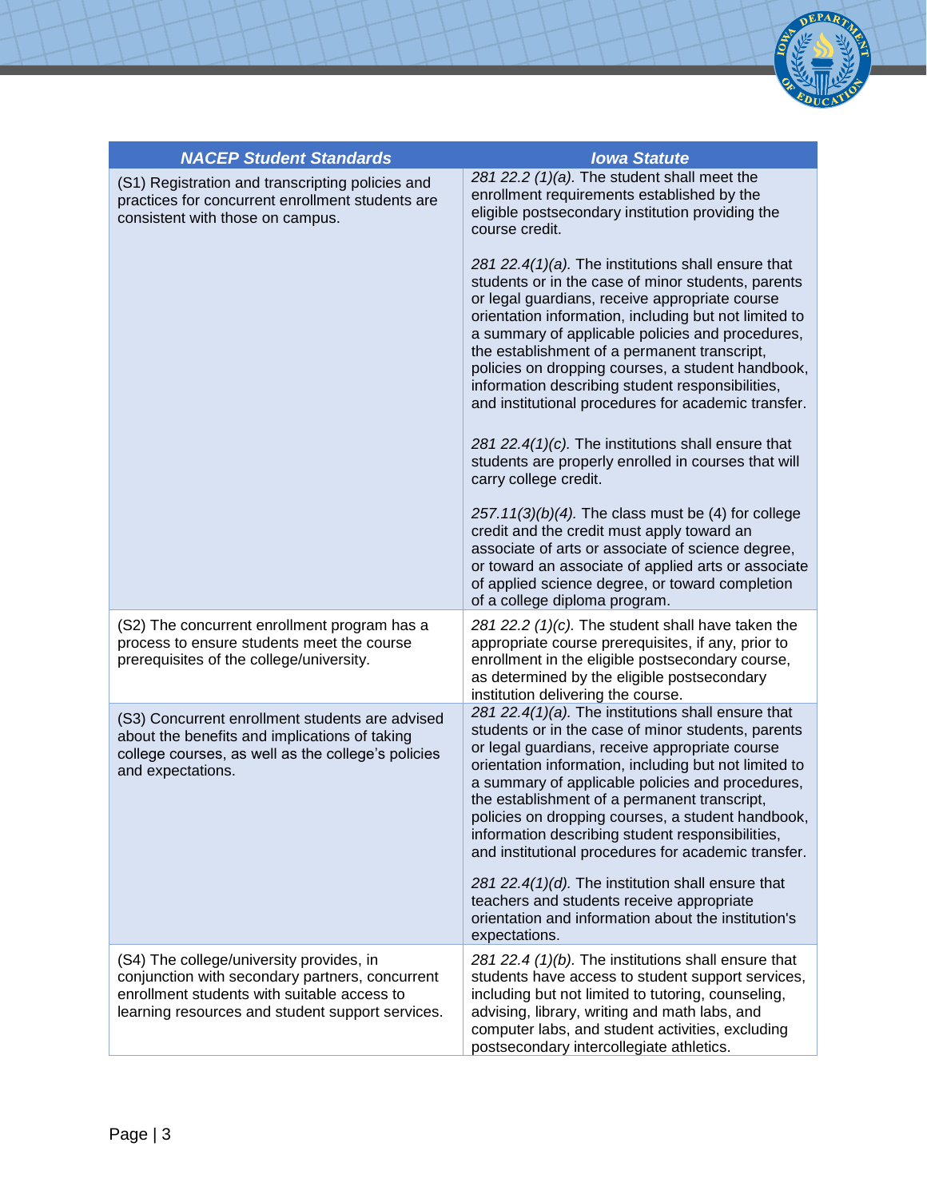| *NACEP Student Standards* | *Iowa Statute* |
|---|---|
| (S1) Registration and transcripting policies and practices for concurrent enrollment students are consistent with those on campus. | *281 22.2 (1)(a).* The student shall meet the enrollment requirements established by the eligible postsecondary institution providing the course credit.<br><br>*281 22.4(1)(a).* The institutions shall ensure that students or in the case of minor students, parents or legal guardians, receive appropriate course orientation information, including but not limited to a summary of applicable policies and procedures, the establishment of a permanent transcript, policies on dropping courses, a student handbook, information describing student responsibilities, and institutional procedures for academic transfer.<br><br>*281 22.4(1)(c).* The institutions shall ensure that students are properly enrolled in courses that will carry college credit.<br><br>*257.11(3)(b)(4).* The class must be (4) for college credit and the credit must apply toward an associate of arts or associate of science degree, or toward an associate of applied arts or associate of applied science degree, or toward completion of a college diploma program. |
| (S2) The concurrent enrollment program has a process to ensure students meet the course prerequisites of the college/university. | *281 22.2 (1)(c).* The student shall have taken the appropriate course prerequisites, if any, prior to enrollment in the eligible postsecondary course, as determined by the eligible postsecondary institution delivering the course. |
| (S3) Concurrent enrollment students are advised about the benefits and implications of taking college courses, as well as the college's policies and expectations. | *281 22.4(1)(a).* The institutions shall ensure that students or in the case of minor students, parents or legal guardians, receive appropriate course orientation information, including but not limited to a summary of applicable policies and procedures, the establishment of a permanent transcript, policies on dropping courses, a student handbook, information describing student responsibilities, and institutional procedures for academic transfer.<br><br>*281 22.4(1)(d).* The institution shall ensure that teachers and students receive appropriate orientation and information about the institution's expectations. |
| (S4) The college/university provides, in conjunction with secondary partners, concurrent enrollment students with suitable access to learning resources and student support services. | *281 22.4 (1)(b).* The institutions shall ensure that students have access to student support services, including but not limited to tutoring, counseling, advising, library, writing and math labs, and computer labs, and student activities, excluding postsecondary intercollegiate athletics. |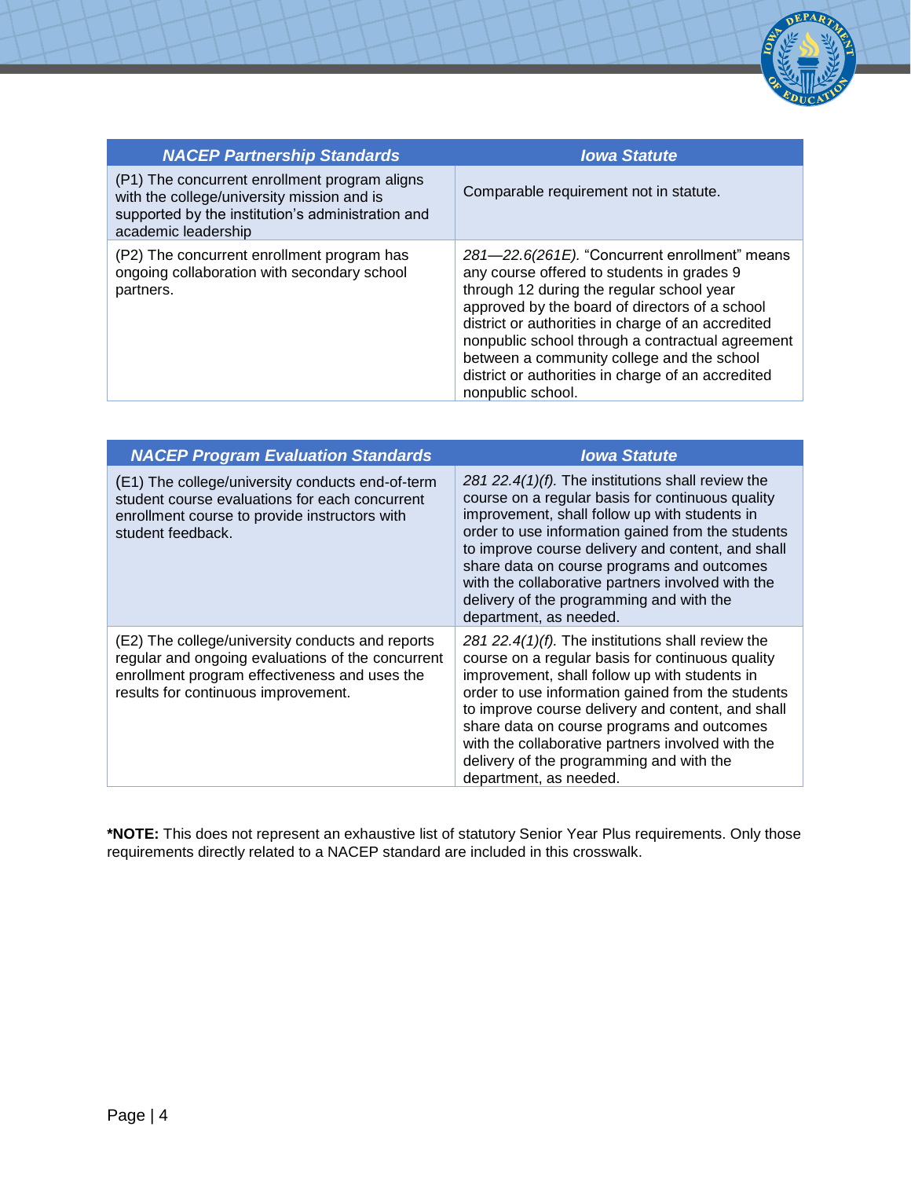| *NACEP Partnership Standards* | *Iowa Statute* |
|---|---|
| (P1) The concurrent enrollment program aligns with the college/university mission and is supported by the institution's administration and academic leadership | Comparable requirement not in statute. |
| (P2) The concurrent enrollment program has ongoing collaboration with secondary school partners. | *281—22.6(261E).* "Concurrent enrollment" means any course offered to students in grades 9 through 12 during the regular school year approved by the board of directors of a school district or authorities in charge of an accredited nonpublic school through a contractual agreement between a community college and the school district or authorities in charge of an accredited nonpublic school. |

| *NACEP Program Evaluation Standards* | *Iowa Statute* |
|---|---|
| (E1) The college/university conducts end-of-term student course evaluations for each concurrent enrollment course to provide instructors with student feedback. | *281 22.4(1)(f).* The institutions shall review the course on a regular basis for continuous quality improvement, shall follow up with students in order to use information gained from the students to improve course delivery and content, and shall share data on course programs and outcomes with the collaborative partners involved with the delivery of the programming and with the department, as needed. |
| (E2) The college/university conducts and reports regular and ongoing evaluations of the concurrent enrollment program effectiveness and uses the results for continuous improvement. | *281 22.4(1)(f).* The institutions shall review the course on a regular basis for continuous quality improvement, shall follow up with students in order to use information gained from the students to improve course delivery and content, and shall share data on course programs and outcomes with the collaborative partners involved with the delivery of the programming and with the department, as needed. |

***NOTE:** This does not represent an exhaustive list of statutory Senior Year Plus requirements. Only those requirements directly related to a NACEP standard are included in this crosswalk.